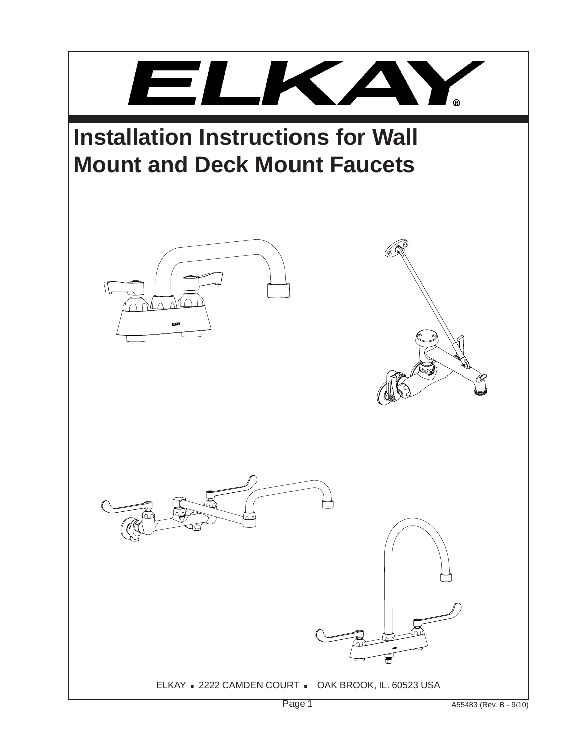ELKAY®

# Installation Instructions for Wall Mount and Deck Mount Faucets

ELKAY ▪ 2222 CAMDEN COURT ▪ OAK BROOK, IL. 60523 USA

A55483 (Rev. B - 9/10)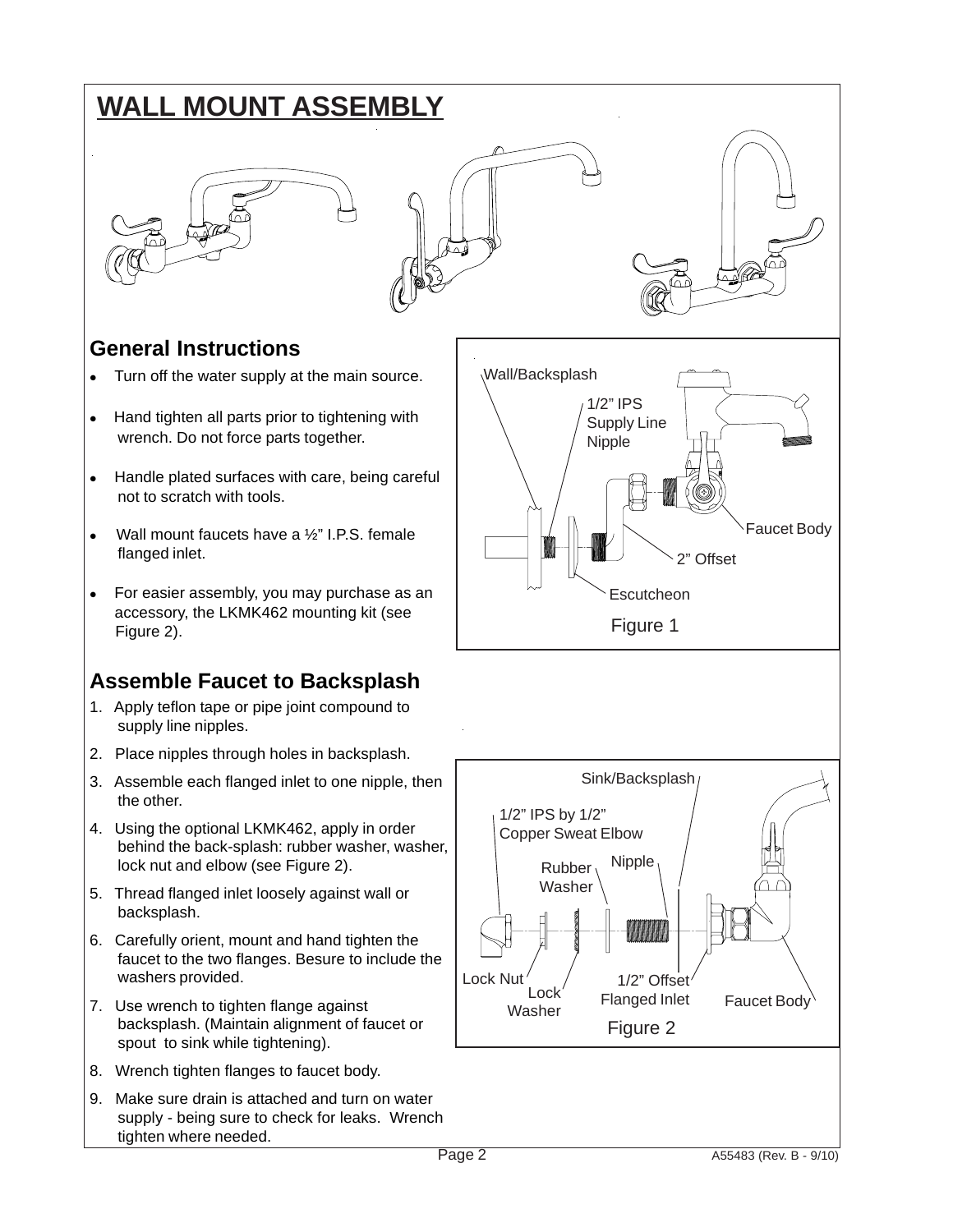# WALL MOUNT ASSEMBLY

## General Instructions

- Turn off the water supply at the main source.
- Hand tighten all parts prior to tightening with wrench. Do not force parts together.
- Handle plated surfaces with care, being careful not to scratch with tools.
- Wall mount faucets have a ½" I.P.S. female flanged inlet.
- For easier assembly, you may purchase as an accessory, the LKMK462 mounting kit (see Figure 2).

Wall/Backsplash

1/2" IPS Supply Line Nipple

Faucet Body

2" Offset

Escutcheon

Figure 1

## Assemble Faucet to Backsplash

1. Apply teflon tape or pipe joint compound to supply line nipples.
2. Place nipples through holes in backsplash.
3. Assemble each flanged inlet to one nipple, then the other.
4. Using the optional LKMK462, apply in order behind the back-splash: rubber washer, washer, lock nut and elbow (see Figure 2).
5. Thread flanged inlet loosely against wall or backsplash.
6. Carefully orient, mount and hand tighten the faucet to the two flanges. Besure to include the washers provided.
7. Use wrench to tighten flange against backsplash. (Maintain alignment of faucet or spout to sink while tightening).
8. Wrench tighten flanges to faucet body.
9. Make sure drain is attached and turn on water supply - being sure to check for leaks. Wrench tighten where needed.

Sink/Backsplash

1/2" IPS by 1/2" Copper Sweat Elbow

Rubber Washer

Nipple

Lock Nut

Lock Washer

1/2" Offset Flanged Inlet

Faucet Body

Figure 2

A55483 (Rev. B - 9/10)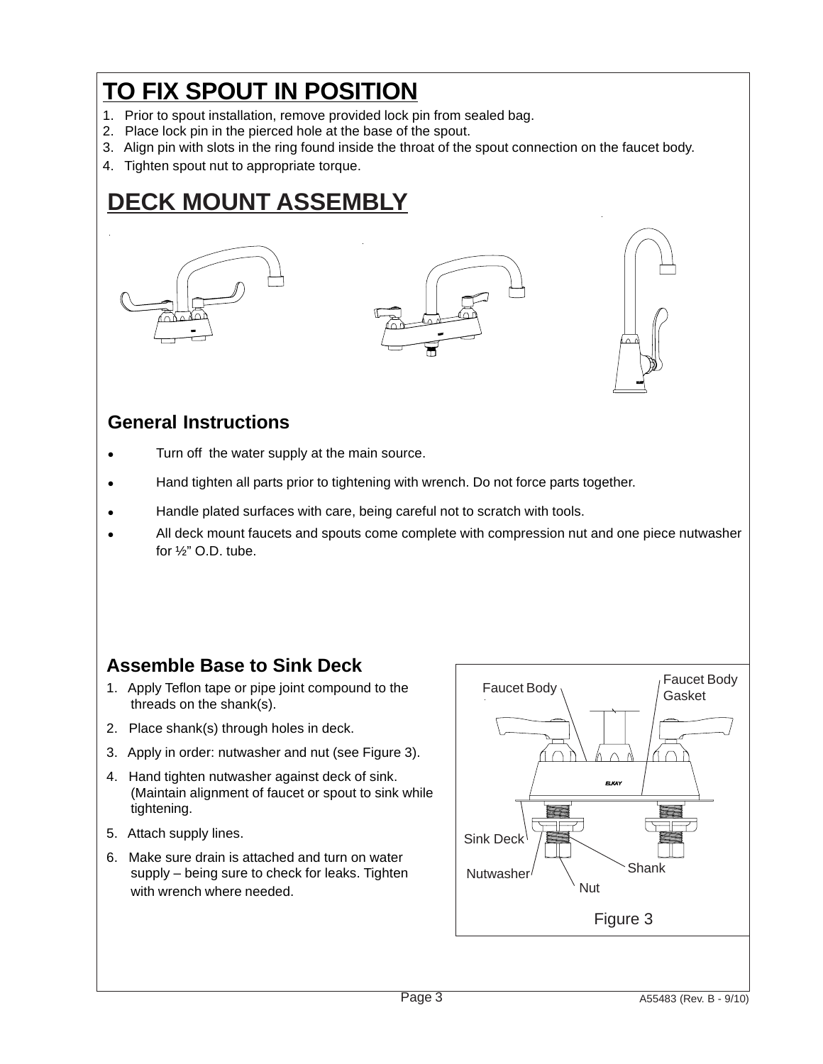# TO FIX SPOUT IN POSITION

1. Prior to spout installation, remove provided lock pin from sealed bag.
2. Place lock pin in the pierced hole at the base of the spout.
3. Align pin with slots in the ring found inside the throat of the spout connection on the faucet body.
4. Tighten spout nut to appropriate torque.

# DECK MOUNT ASSEMBLY

## General Instructions

- Turn off the water supply at the main source.
- Hand tighten all parts prior to tightening with wrench. Do not force parts together.
- Handle plated surfaces with care, being careful not to scratch with tools.
- All deck mount faucets and spouts come complete with compression nut and one piece nutwasher for ½" O.D. tube.

## Assemble Base to Sink Deck

1. Apply Teflon tape or pipe joint compound to the threads on the shank(s).
2. Place shank(s) through holes in deck.
3. Apply in order: nutwasher and nut (see Figure 3).
4. Hand tighten nutwasher against deck of sink. (Maintain alignment of faucet or spout to sink while tightening.
5. Attach supply lines.
6. Make sure drain is attached and turn on water supply – being sure to check for leaks. Tighten with wrench where needed.

Faucet Body, Faucet Body Gasket, Sink Deck, Nutwasher, Nut, Shank

Figure 3

A55483 (Rev. B - 9/10)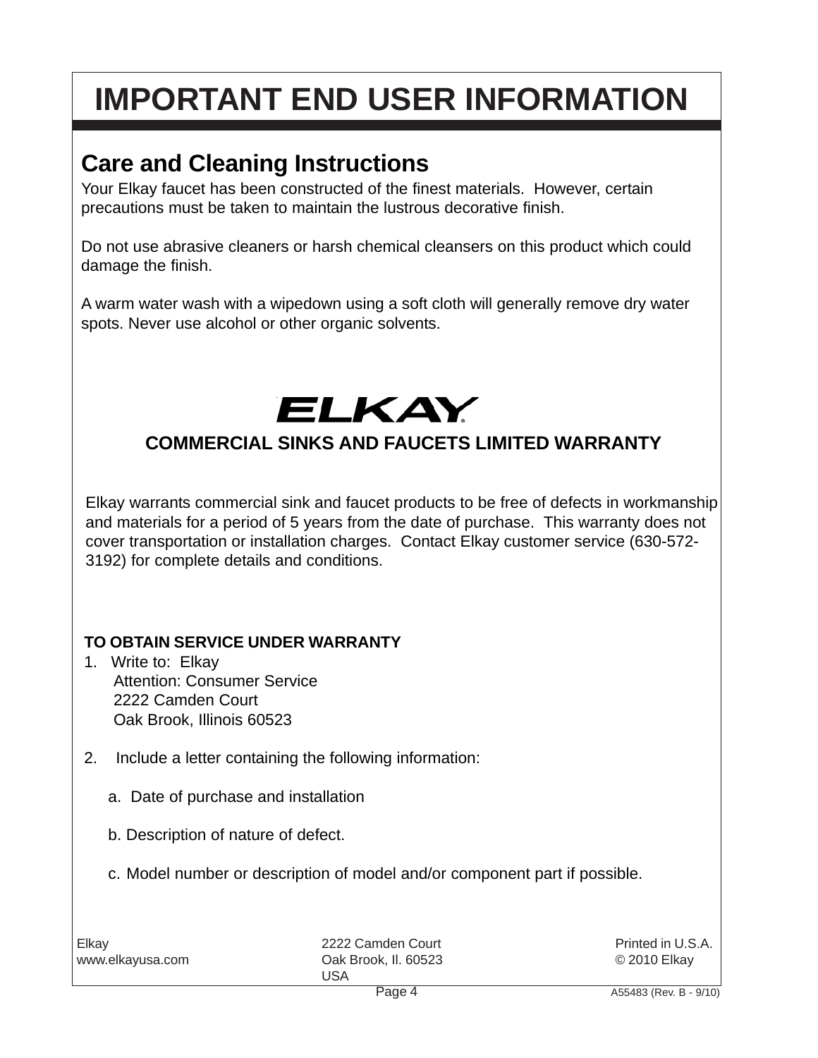# IMPORTANT END USER INFORMATION

## Care and Cleaning Instructions

Your Elkay faucet has been constructed of the finest materials. However, certain precautions must be taken to maintain the lustrous decorative finish.

Do not use abrasive cleaners or harsh chemical cleansers on this product which could damage the finish.

A warm water wash with a wipedown using a soft cloth will generally remove dry water spots. Never use alcohol or other organic solvents.

ELKAY®

### COMMERCIAL SINKS AND FAUCETS LIMITED WARRANTY

Elkay warrants commercial sink and faucet products to be free of defects in workmanship and materials for a period of 5 years from the date of purchase. This warranty does not cover transportation or installation charges. Contact Elkay customer service (630-572-3192) for complete details and conditions.

**TO OBTAIN SERVICE UNDER WARRANTY**

1. Write to: Elkay
   Attention: Consumer Service
   2222 Camden Court
   Oak Brook, Illinois 60523

2. Include a letter containing the following information:

   a. Date of purchase and installation

   b. Description of nature of defect.

   c. Model number or description of model and/or component part if possible.

Elkay
www.elkayusa.com

2222 Camden Court
Oak Brook, Il. 60523
USA

Printed in U.S.A.
© 2010 Elkay

A55483 (Rev. B - 9/10)